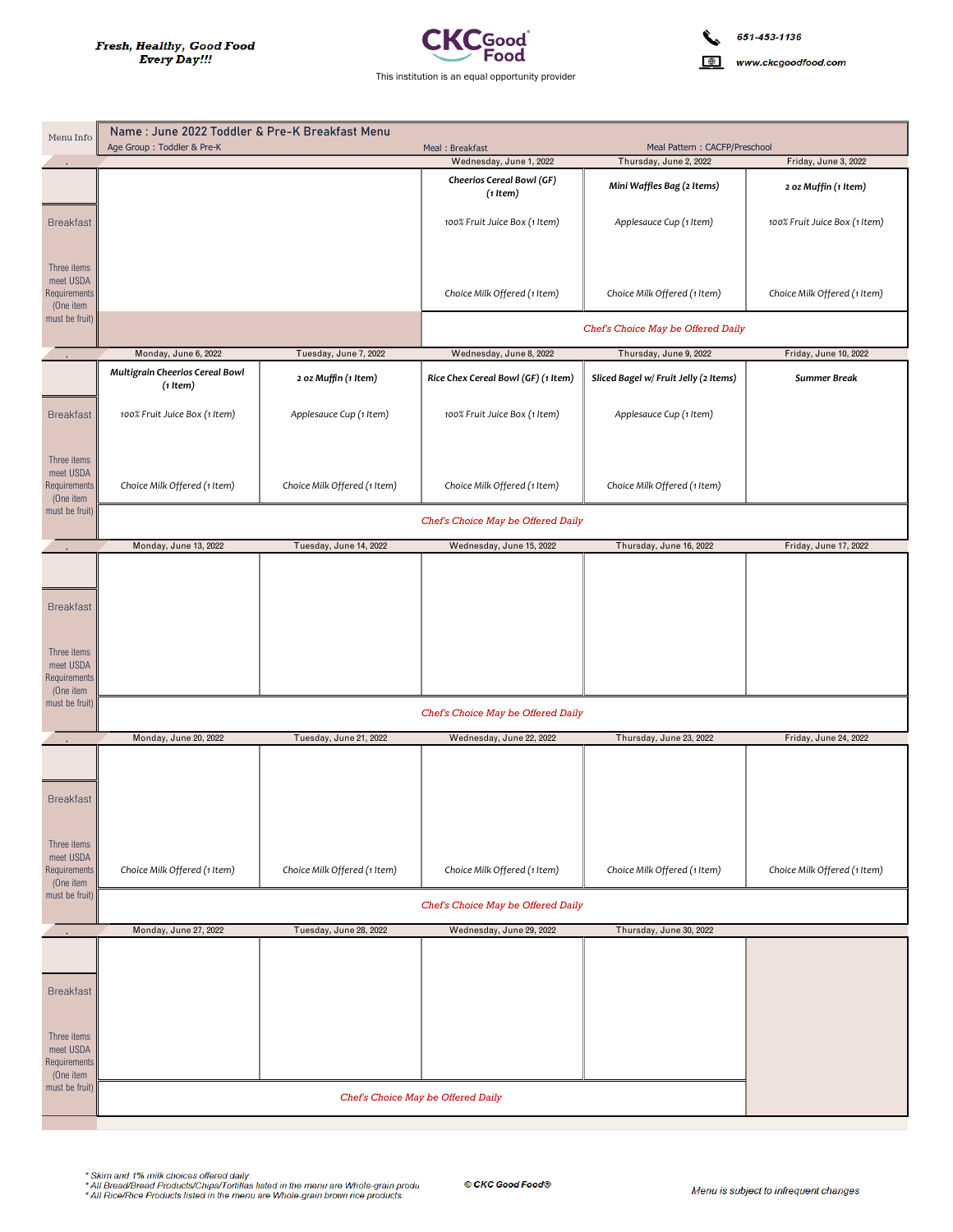Fresh, Healthy, Good Food Every Day!!!

CKC Good Food

This institution is an equal opportunity provider

651-453-1136

www.ckcgoodfood.com

## Name : June 2022 Toddler & Pre-K Breakfast Menu

Age Group : Toddler & Pre-K | Meal : Breakfast | Meal Pattern : CACFP/Preschool

| Menu Info | | | Wednesday, June 1, 2022 | Thursday, June 2, 2022 | Friday, June 3, 2022 |
|---|---|---|---|---|---|
| Breakfast<br>Three items meet USDA Requirements (One item must be fruit) | | | **Cheerios Cereal Bowl (GF) (1 Item)**<br>100% Fruit Juice Box (1 Item)<br>Choice Milk Offered (1 Item) | **Mini Waffles Bag (2 Items)**<br>Applesauce Cup (1 Item)<br>Choice Milk Offered (1 Item) | **2 oz Muffin (1 Item)**<br>100% Fruit Juice Box (1 Item)<br>Choice Milk Offered (1 Item) |
| | | | *Chef's Choice May be Offered Daily* | | |

| Menu Info | Monday, June 6, 2022 | Tuesday, June 7, 2022 | Wednesday, June 8, 2022 | Thursday, June 9, 2022 | Friday, June 10, 2022 |
|---|---|---|---|---|---|
| Breakfast<br>Three items meet USDA Requirements (One item must be fruit) | **Multigrain Cheerios Cereal Bowl (1 Item)**<br>100% Fruit Juice Box (1 Item)<br>Choice Milk Offered (1 Item) | **2 oz Muffin (1 Item)**<br>Applesauce Cup (1 Item)<br>Choice Milk Offered (1 Item) | **Rice Chex Cereal Bowl (GF) (1 Item)**<br>100% Fruit Juice Box (1 Item)<br>Choice Milk Offered (1 Item) | **Sliced Bagel w/ Fruit Jelly (2 Items)**<br>Applesauce Cup (1 Item)<br>Choice Milk Offered (1 Item) | **Summer Break** |
| | *Chef's Choice May be Offered Daily* | | | | |

| Menu Info | Monday, June 13, 2022 | Tuesday, June 14, 2022 | Wednesday, June 15, 2022 | Thursday, June 16, 2022 | Friday, June 17, 2022 |
|---|---|---|---|---|---|
| Breakfast<br>Three items meet USDA Requirements (One item must be fruit) | | | | | |
| | *Chef's Choice May be Offered Daily* | | | | |

| Menu Info | Monday, June 20, 2022 | Tuesday, June 21, 2022 | Wednesday, June 22, 2022 | Thursday, June 23, 2022 | Friday, June 24, 2022 |
|---|---|---|---|---|---|
| Breakfast<br>Three items meet USDA Requirements (One item must be fruit) | Choice Milk Offered (1 Item) | Choice Milk Offered (1 Item) | Choice Milk Offered (1 Item) | Choice Milk Offered (1 Item) | Choice Milk Offered (1 Item) |
| | *Chef's Choice May be Offered Daily* | | | | |

| Menu Info | Monday, June 27, 2022 | Tuesday, June 28, 2022 | Wednesday, June 29, 2022 | Thursday, June 30, 2022 | |
|---|---|---|---|---|---|
| Breakfast<br>Three items meet USDA Requirements (One item must be fruit) | | | | | |
| | *Chef's Choice May be Offered Daily* | | | | |

* Skim and 1% milk choices offered daily.
* All Bread/Bread Products/Chips/Tortillas listed in the menu are Whole-grain produ
* All Rice/Rice Products listed in the menu are Whole-grain brown rice products.

© CKC Good Food®

Menu is subject to infrequent changes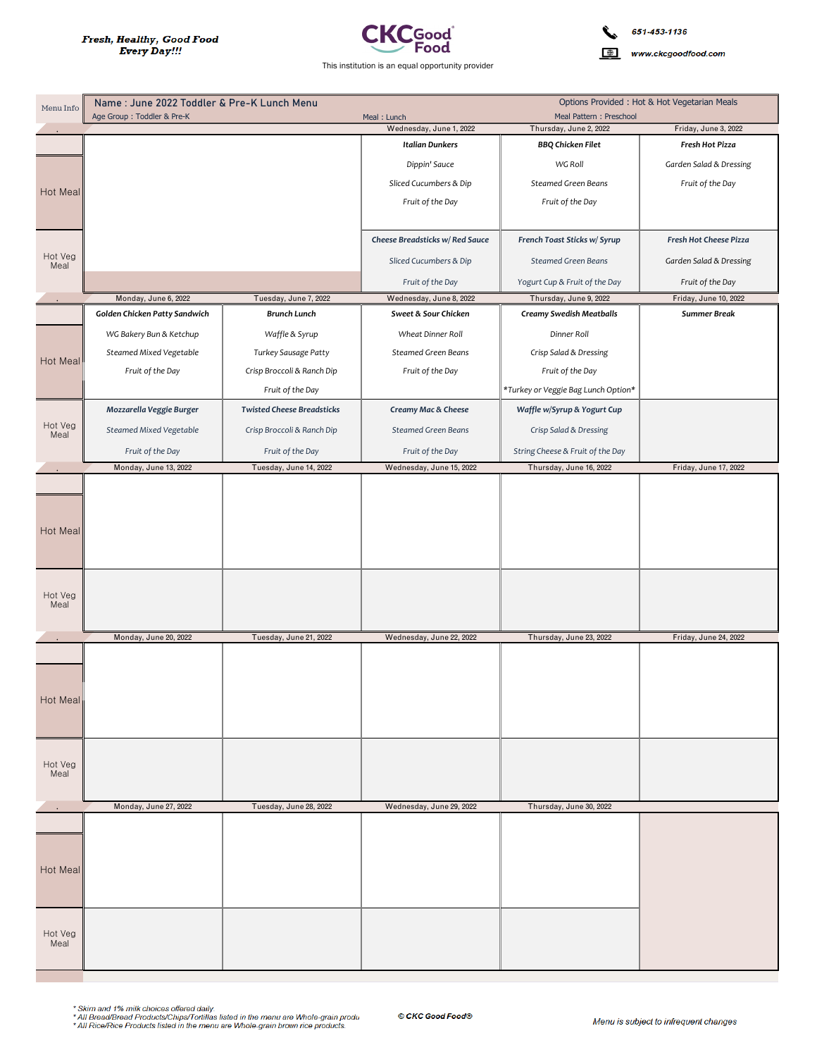*Fresh, Healthy, Good Food Every Day!!!*

**CKC Good Food**

This institution is an equal opportunity provider

651-453-1136

www.ckcgoodfood.com

## Name : June 2022 Toddler & Pre-K Lunch Menu

Options Provided : Hot & Hot Vegetarian Meals

Age Group : Toddler & Pre-K | Meal : Lunch | Meal Pattern : Preschool

| Menu Info | | | Wednesday, June 1, 2022 | Thursday, June 2, 2022 | Friday, June 3, 2022 |
|---|---|---|---|---|---|
| Hot Meal | | | **Italian Dunkers**<br>Dippin' Sauce<br>Sliced Cucumbers & Dip<br>Fruit of the Day | **BBQ Chicken Filet**<br>WG Roll<br>Steamed Green Beans<br>Fruit of the Day | **Fresh Hot Pizza**<br>Garden Salad & Dressing<br>Fruit of the Day |
| Hot Veg Meal | | | **Cheese Breadsticks w/ Red Sauce**<br>Sliced Cucumbers & Dip<br>Fruit of the Day | **French Toast Sticks w/ Syrup**<br>Steamed Green Beans<br>Yogurt Cup & Fruit of the Day | **Fresh Hot Cheese Pizza**<br>Garden Salad & Dressing<br>Fruit of the Day |

| | Monday, June 6, 2022 | Tuesday, June 7, 2022 | Wednesday, June 8, 2022 | Thursday, June 9, 2022 | Friday, June 10, 2022 |
|---|---|---|---|---|---|
| Hot Meal | **Golden Chicken Patty Sandwich**<br>WG Bakery Bun & Ketchup<br>Steamed Mixed Vegetable<br>Fruit of the Day | **Brunch Lunch**<br>Waffle & Syrup<br>Turkey Sausage Patty<br>Crisp Broccoli & Ranch Dip<br>Fruit of the Day | **Sweet & Sour Chicken**<br>Wheat Dinner Roll<br>Steamed Green Beans<br>Fruit of the Day | **Creamy Swedish Meatballs**<br>Dinner Roll<br>Crisp Salad & Dressing<br>Fruit of the Day<br>*Turkey or Veggie Bag Lunch Option* | **Summer Break** |
| Hot Veg Meal | **Mozzarella Veggie Burger**<br>Steamed Mixed Vegetable<br>Fruit of the Day | **Twisted Cheese Breadsticks**<br>Crisp Broccoli & Ranch Dip<br>Fruit of the Day | **Creamy Mac & Cheese**<br>Steamed Green Beans<br>Fruit of the Day | **Waffle w/Syrup & Yogurt Cup**<br>Crisp Salad & Dressing<br>String Cheese & Fruit of the Day | |

| | Monday, June 13, 2022 | Tuesday, June 14, 2022 | Wednesday, June 15, 2022 | Thursday, June 16, 2022 | Friday, June 17, 2022 |
|---|---|---|---|---|---|
| Hot Meal | | | | | |
| Hot Veg Meal | | | | | |

| | Monday, June 20, 2022 | Tuesday, June 21, 2022 | Wednesday, June 22, 2022 | Thursday, June 23, 2022 | Friday, June 24, 2022 |
|---|---|---|---|---|---|
| Hot Meal | | | | | |
| Hot Veg Meal | | | | | |

| | Monday, June 27, 2022 | Tuesday, June 28, 2022 | Wednesday, June 29, 2022 | Thursday, June 30, 2022 | |
|---|---|---|---|---|---|
| Hot Meal | | | | | |
| Hot Veg Meal | | | | | |

* Skim and 1% milk choices offered daily.
* All Bread/Bread Products/Chips/Tortillas listed in the menu are Whole-grain produ
* All Rice/Rice Products listed in the menu are Whole-grain brown rice products.

© CKC Good Food®

Menu is subject to infrequent changes